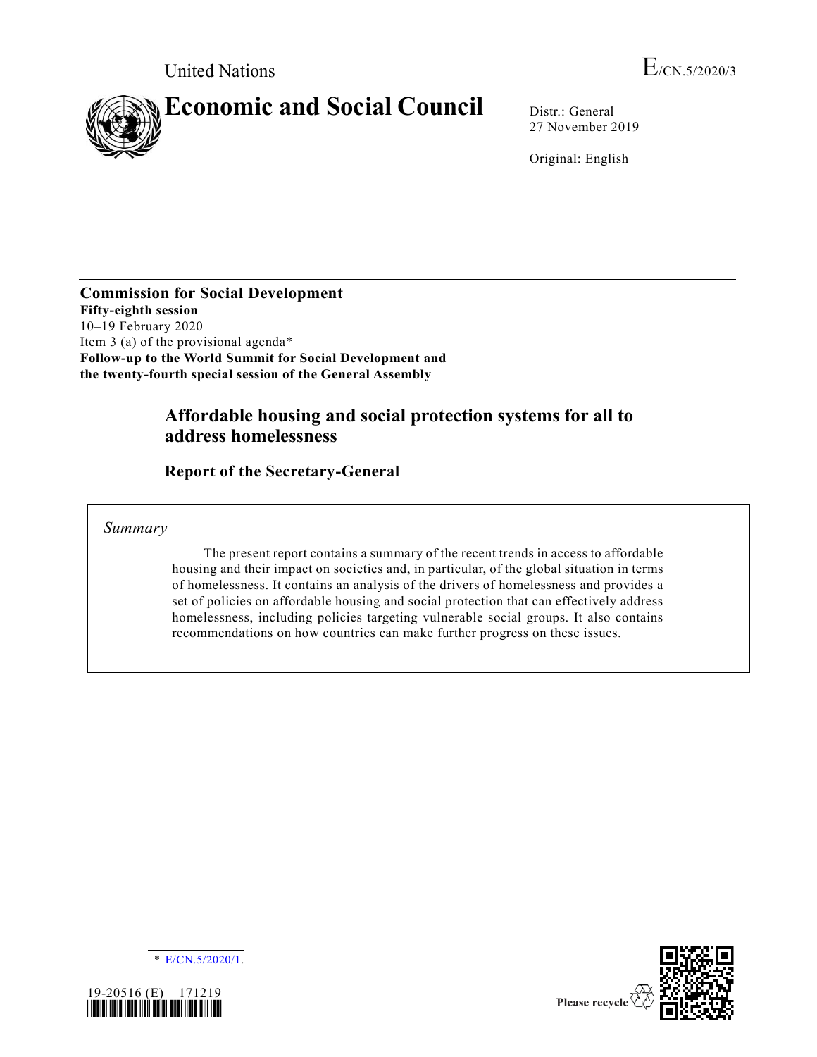United Nations

E/CN.5/2020/3

# Economic and Social Council

Distr.: General
27 November 2019

Original: English

**Commission for Social Development**
**Fifty-eighth session**
10–19 February 2020
Item 3 (a) of the provisional agenda*
**Follow-up to the World Summit for Social Development and the twenty-fourth special session of the General Assembly**

## Affordable housing and social protection systems for all to address homelessness

### Report of the Secretary-General

*Summary*

The present report contains a summary of the recent trends in access to affordable housing and their impact on societies and, in particular, of the global situation in terms of homelessness. It contains an analysis of the drivers of homelessness and provides a set of policies on affordable housing and social protection that can effectively address homelessness, including policies targeting vulnerable social groups. It also contains recommendations on how countries can make further progress on these issues.

\* E/CN.5/2020/1.

19-20516 (E) 171219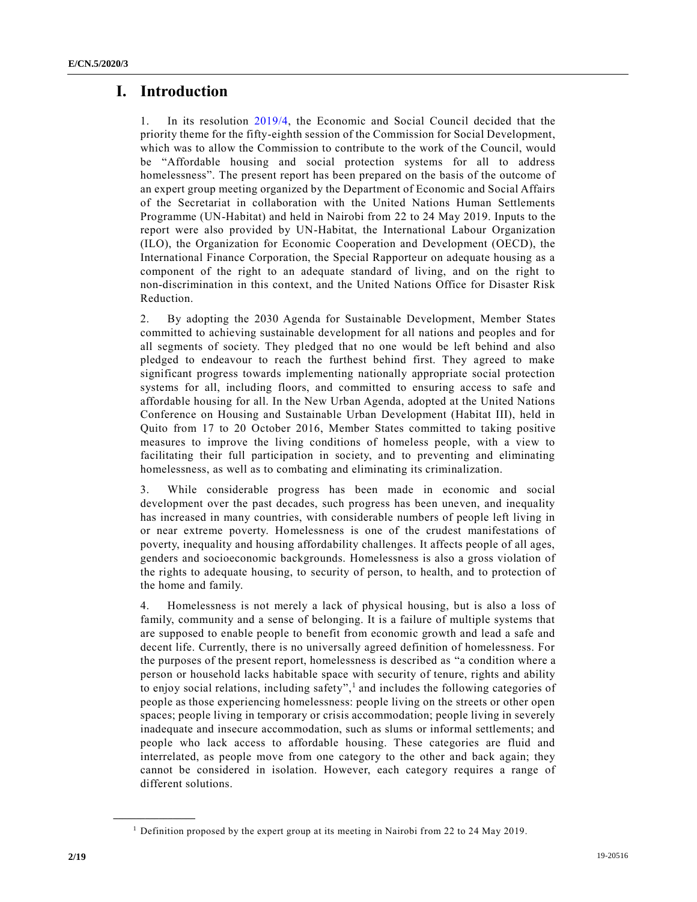# I. Introduction

1. In its resolution 2019/4, the Economic and Social Council decided that the priority theme for the fifty-eighth session of the Commission for Social Development, which was to allow the Commission to contribute to the work of the Council, would be "Affordable housing and social protection systems for all to address homelessness". The present report has been prepared on the basis of the outcome of an expert group meeting organized by the Department of Economic and Social Affairs of the Secretariat in collaboration with the United Nations Human Settlements Programme (UN-Habitat) and held in Nairobi from 22 to 24 May 2019. Inputs to the report were also provided by UN-Habitat, the International Labour Organization (ILO), the Organization for Economic Cooperation and Development (OECD), the International Finance Corporation, the Special Rapporteur on adequate housing as a component of the right to an adequate standard of living, and on the right to non-discrimination in this context, and the United Nations Office for Disaster Risk Reduction.

2. By adopting the 2030 Agenda for Sustainable Development, Member States committed to achieving sustainable development for all nations and peoples and for all segments of society. They pledged that no one would be left behind and also pledged to endeavour to reach the furthest behind first. They agreed to make significant progress towards implementing nationally appropriate social protection systems for all, including floors, and committed to ensuring access to safe and affordable housing for all. In the New Urban Agenda, adopted at the United Nations Conference on Housing and Sustainable Urban Development (Habitat III), held in Quito from 17 to 20 October 2016, Member States committed to taking positive measures to improve the living conditions of homeless people, with a view to facilitating their full participation in society, and to preventing and eliminating homelessness, as well as to combating and eliminating its criminalization.

3. While considerable progress has been made in economic and social development over the past decades, such progress has been uneven, and inequality has increased in many countries, with considerable numbers of people left living in or near extreme poverty. Homelessness is one of the crudest manifestations of poverty, inequality and housing affordability challenges. It affects people of all ages, genders and socioeconomic backgrounds. Homelessness is also a gross violation of the rights to adequate housing, to security of person, to health, and to protection of the home and family.

4. Homelessness is not merely a lack of physical housing, but is also a loss of family, community and a sense of belonging. It is a failure of multiple systems that are supposed to enable people to benefit from economic growth and lead a safe and decent life. Currently, there is no universally agreed definition of homelessness. For the purposes of the present report, homelessness is described as "a condition where a person or household lacks habitable space with security of tenure, rights and ability to enjoy social relations, including safety",[1] and includes the following categories of people as those experiencing homelessness: people living on the streets or other open spaces; people living in temporary or crisis accommodation; people living in severely inadequate and insecure accommodation, such as slums or informal settlements; and people who lack access to affordable housing. These categories are fluid and interrelated, as people move from one category to the other and back again; they cannot be considered in isolation. However, each category requires a range of different solutions.

[1] Definition proposed by the expert group at its meeting in Nairobi from 22 to 24 May 2019.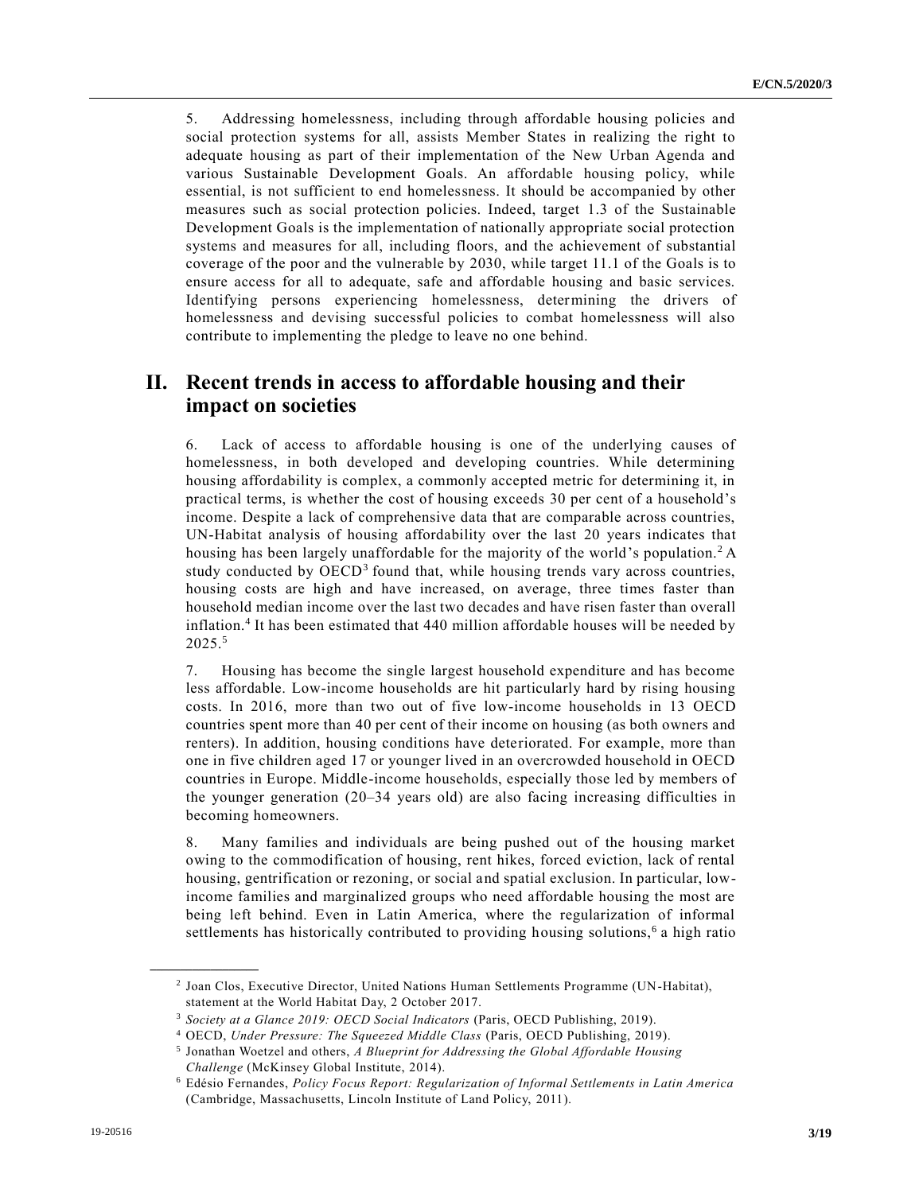5. Addressing homelessness, including through affordable housing policies and social protection systems for all, assists Member States in realizing the right to adequate housing as part of their implementation of the New Urban Agenda and various Sustainable Development Goals. An affordable housing policy, while essential, is not sufficient to end homelessness. It should be accompanied by other measures such as social protection policies. Indeed, target 1.3 of the Sustainable Development Goals is the implementation of nationally appropriate social protection systems and measures for all, including floors, and the achievement of substantial coverage of the poor and the vulnerable by 2030, while target 11.1 of the Goals is to ensure access for all to adequate, safe and affordable housing and basic services. Identifying persons experiencing homelessness, determining the drivers of homelessness and devising successful policies to combat homelessness will also contribute to implementing the pledge to leave no one behind.

## II. Recent trends in access to affordable housing and their impact on societies

6. Lack of access to affordable housing is one of the underlying causes of homelessness, in both developed and developing countries. While determining housing affordability is complex, a commonly accepted metric for determining it, in practical terms, is whether the cost of housing exceeds 30 per cent of a household's income. Despite a lack of comprehensive data that are comparable across countries, UN-Habitat analysis of housing affordability over the last 20 years indicates that housing has been largely unaffordable for the majority of the world's population.[2] A study conducted by OECD[3] found that, while housing trends vary across countries, housing costs are high and have increased, on average, three times faster than household median income over the last two decades and have risen faster than overall inflation.[4] It has been estimated that 440 million affordable houses will be needed by 2025.[5]

7. Housing has become the single largest household expenditure and has become less affordable. Low-income households are hit particularly hard by rising housing costs. In 2016, more than two out of five low-income households in 13 OECD countries spent more than 40 per cent of their income on housing (as both owners and renters). In addition, housing conditions have deteriorated. For example, more than one in five children aged 17 or younger lived in an overcrowded household in OECD countries in Europe. Middle-income households, especially those led by members of the younger generation (20–34 years old) are also facing increasing difficulties in becoming homeowners.

8. Many families and individuals are being pushed out of the housing market owing to the commodification of housing, rent hikes, forced eviction, lack of rental housing, gentrification or rezoning, or social and spatial exclusion. In particular, low-income families and marginalized groups who need affordable housing the most are being left behind. Even in Latin America, where the regularization of informal settlements has historically contributed to providing housing solutions,[6] a high ratio

---

[2] Joan Clos, Executive Director, United Nations Human Settlements Programme (UN-Habitat), statement at the World Habitat Day, 2 October 2017.

[3] *Society at a Glance 2019: OECD Social Indicators* (Paris, OECD Publishing, 2019).

[4] OECD, *Under Pressure: The Squeezed Middle Class* (Paris, OECD Publishing, 2019).

[5] Jonathan Woetzel and others, *A Blueprint for Addressing the Global Affordable Housing Challenge* (McKinsey Global Institute, 2014).

[6] Edésio Fernandes, *Policy Focus Report: Regularization of Informal Settlements in Latin America* (Cambridge, Massachusetts, Lincoln Institute of Land Policy, 2011).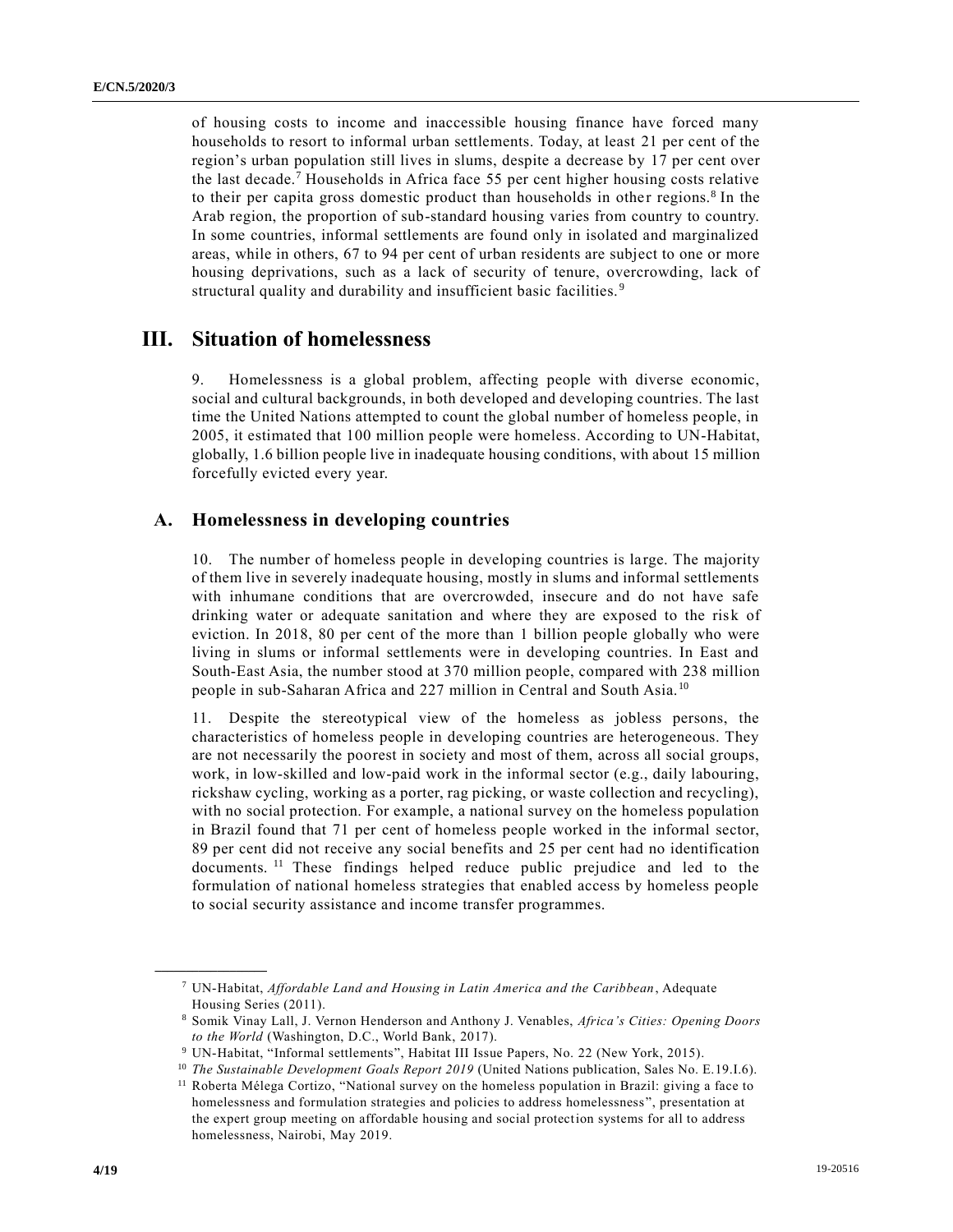of housing costs to income and inaccessible housing finance have forced many households to resort to informal urban settlements. Today, at least 21 per cent of the region's urban population still lives in slums, despite a decrease by 17 per cent over the last decade.[7] Households in Africa face 55 per cent higher housing costs relative to their per capita gross domestic product than households in other regions.[8] In the Arab region, the proportion of sub-standard housing varies from country to country. In some countries, informal settlements are found only in isolated and marginalized areas, while in others, 67 to 94 per cent of urban residents are subject to one or more housing deprivations, such as a lack of security of tenure, overcrowding, lack of structural quality and durability and insufficient basic facilities.[9]

## III. Situation of homelessness

9. Homelessness is a global problem, affecting people with diverse economic, social and cultural backgrounds, in both developed and developing countries. The last time the United Nations attempted to count the global number of homeless people, in 2005, it estimated that 100 million people were homeless. According to UN-Habitat, globally, 1.6 billion people live in inadequate housing conditions, with about 15 million forcefully evicted every year.

### A. Homelessness in developing countries

10. The number of homeless people in developing countries is large. The majority of them live in severely inadequate housing, mostly in slums and informal settlements with inhumane conditions that are overcrowded, insecure and do not have safe drinking water or adequate sanitation and where they are exposed to the risk of eviction. In 2018, 80 per cent of the more than 1 billion people globally who were living in slums or informal settlements were in developing countries. In East and South-East Asia, the number stood at 370 million people, compared with 238 million people in sub-Saharan Africa and 227 million in Central and South Asia.[10]

11. Despite the stereotypical view of the homeless as jobless persons, the characteristics of homeless people in developing countries are heterogeneous. They are not necessarily the poorest in society and most of them, across all social groups, work, in low-skilled and low-paid work in the informal sector (e.g., daily labouring, rickshaw cycling, working as a porter, rag picking, or waste collection and recycling), with no social protection. For example, a national survey on the homeless population in Brazil found that 71 per cent of homeless people worked in the informal sector, 89 per cent did not receive any social benefits and 25 per cent had no identification documents.[11] These findings helped reduce public prejudice and led to the formulation of national homeless strategies that enabled access by homeless people to social security assistance and income transfer programmes.

---

[7] UN-Habitat, *Affordable Land and Housing in Latin America and the Caribbean*, Adequate Housing Series (2011).

[8] Somik Vinay Lall, J. Vernon Henderson and Anthony J. Venables, *Africa's Cities: Opening Doors to the World* (Washington, D.C., World Bank, 2017).

[9] UN-Habitat, "Informal settlements", Habitat III Issue Papers, No. 22 (New York, 2015).

[10] *The Sustainable Development Goals Report 2019* (United Nations publication, Sales No. E.19.I.6).

[11] Roberta Mélega Cortizo, "National survey on the homeless population in Brazil: giving a face to homelessness and formulation strategies and policies to address homelessness", presentation at the expert group meeting on affordable housing and social protection systems for all to address homelessness, Nairobi, May 2019.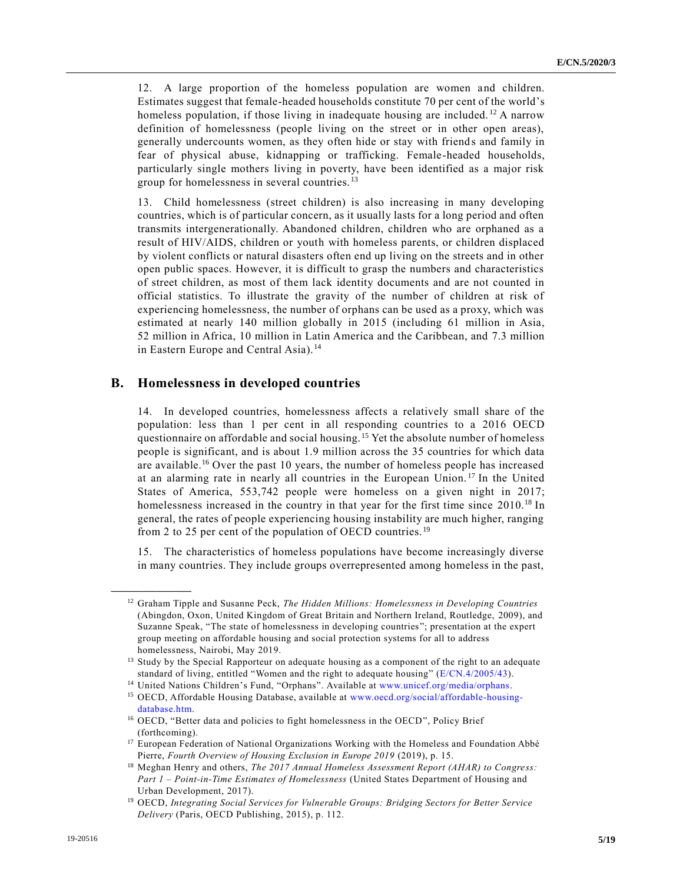12. A large proportion of the homeless population are women and children. Estimates suggest that female-headed households constitute 70 per cent of the world's homeless population, if those living in inadequate housing are included.[12] A narrow definition of homelessness (people living on the street or in other open areas), generally undercounts women, as they often hide or stay with friends and family in fear of physical abuse, kidnapping or trafficking. Female-headed households, particularly single mothers living in poverty, have been identified as a major risk group for homelessness in several countries.[13]

13. Child homelessness (street children) is also increasing in many developing countries, which is of particular concern, as it usually lasts for a long period and often transmits intergenerationally. Abandoned children, children who are orphaned as a result of HIV/AIDS, children or youth with homeless parents, or children displaced by violent conflicts or natural disasters often end up living on the streets and in other open public spaces. However, it is difficult to grasp the numbers and characteristics of street children, as most of them lack identity documents and are not counted in official statistics. To illustrate the gravity of the number of children at risk of experiencing homelessness, the number of orphans can be used as a proxy, which was estimated at nearly 140 million globally in 2015 (including 61 million in Asia, 52 million in Africa, 10 million in Latin America and the Caribbean, and 7.3 million in Eastern Europe and Central Asia).[14]

## B. Homelessness in developed countries

14. In developed countries, homelessness affects a relatively small share of the population: less than 1 per cent in all responding countries to a 2016 OECD questionnaire on affordable and social housing.[15] Yet the absolute number of homeless people is significant, and is about 1.9 million across the 35 countries for which data are available.[16] Over the past 10 years, the number of homeless people has increased at an alarming rate in nearly all countries in the European Union.[17] In the United States of America, 553,742 people were homeless on a given night in 2017; homelessness increased in the country in that year for the first time since 2010.[18] In general, the rates of people experiencing housing instability are much higher, ranging from 2 to 25 per cent of the population of OECD countries.[19]

15. The characteristics of homeless populations have become increasingly diverse in many countries. They include groups overrepresented among homeless in the past,

---

[12] Graham Tipple and Susanne Peck, *The Hidden Millions: Homelessness in Developing Countries* (Abingdon, Oxon, United Kingdom of Great Britain and Northern Ireland, Routledge, 2009), and Suzanne Speak, "The state of homelessness in developing countries"; presentation at the expert group meeting on affordable housing and social protection systems for all to address homelessness, Nairobi, May 2019.

[13] Study by the Special Rapporteur on adequate housing as a component of the right to an adequate standard of living, entitled "Women and the right to adequate housing" (E/CN.4/2005/43).

[14] United Nations Children's Fund, "Orphans". Available at www.unicef.org/media/orphans.

[15] OECD, Affordable Housing Database, available at www.oecd.org/social/affordable-housing-database.htm.

[16] OECD, "Better data and policies to fight homelessness in the OECD", Policy Brief (forthcoming).

[17] European Federation of National Organizations Working with the Homeless and Foundation Abbé Pierre, *Fourth Overview of Housing Exclusion in Europe 2019* (2019), p. 15.

[18] Meghan Henry and others, *The 2017 Annual Homeless Assessment Report (AHAR) to Congress: Part 1 – Point-in-Time Estimates of Homelessness* (United States Department of Housing and Urban Development, 2017).

[19] OECD, *Integrating Social Services for Vulnerable Groups: Bridging Sectors for Better Service Delivery* (Paris, OECD Publishing, 2015), p. 112.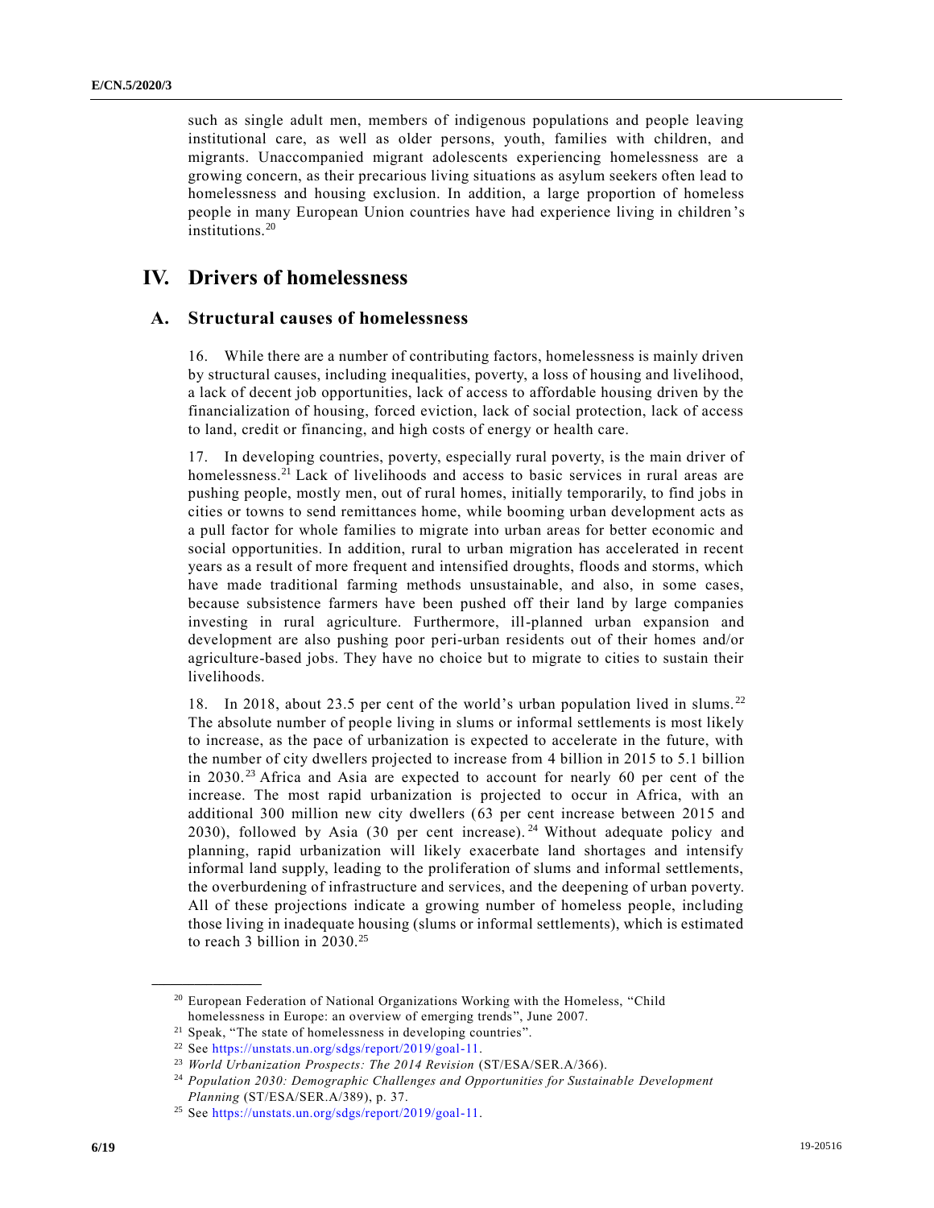such as single adult men, members of indigenous populations and people leaving institutional care, as well as older persons, youth, families with children, and migrants. Unaccompanied migrant adolescents experiencing homelessness are a growing concern, as their precarious living situations as asylum seekers often lead to homelessness and housing exclusion. In addition, a large proportion of homeless people in many European Union countries have had experience living in children's institutions.[20]

# IV. Drivers of homelessness

## A. Structural causes of homelessness

16. While there are a number of contributing factors, homelessness is mainly driven by structural causes, including inequalities, poverty, a loss of housing and livelihood, a lack of decent job opportunities, lack of access to affordable housing driven by the financialization of housing, forced eviction, lack of social protection, lack of access to land, credit or financing, and high costs of energy or health care.

17. In developing countries, poverty, especially rural poverty, is the main driver of homelessness.[21] Lack of livelihoods and access to basic services in rural areas are pushing people, mostly men, out of rural homes, initially temporarily, to find jobs in cities or towns to send remittances home, while booming urban development acts as a pull factor for whole families to migrate into urban areas for better economic and social opportunities. In addition, rural to urban migration has accelerated in recent years as a result of more frequent and intensified droughts, floods and storms, which have made traditional farming methods unsustainable, and also, in some cases, because subsistence farmers have been pushed off their land by large companies investing in rural agriculture. Furthermore, ill-planned urban expansion and development are also pushing poor peri-urban residents out of their homes and/or agriculture-based jobs. They have no choice but to migrate to cities to sustain their livelihoods.

18. In 2018, about 23.5 per cent of the world's urban population lived in slums.[22] The absolute number of people living in slums or informal settlements is most likely to increase, as the pace of urbanization is expected to accelerate in the future, with the number of city dwellers projected to increase from 4 billion in 2015 to 5.1 billion in 2030.[23] Africa and Asia are expected to account for nearly 60 per cent of the increase. The most rapid urbanization is projected to occur in Africa, with an additional 300 million new city dwellers (63 per cent increase between 2015 and 2030), followed by Asia (30 per cent increase).[24] Without adequate policy and planning, rapid urbanization will likely exacerbate land shortages and intensify informal land supply, leading to the proliferation of slums and informal settlements, the overburdening of infrastructure and services, and the deepening of urban poverty. All of these projections indicate a growing number of homeless people, including those living in inadequate housing (slums or informal settlements), which is estimated to reach 3 billion in 2030.[25]

---

[20] European Federation of National Organizations Working with the Homeless, "Child homelessness in Europe: an overview of emerging trends", June 2007.

[21] Speak, "The state of homelessness in developing countries".

[22] See https://unstats.un.org/sdgs/report/2019/goal-11.

[23] *World Urbanization Prospects: The 2014 Revision* (ST/ESA/SER.A/366).

[24] *Population 2030: Demographic Challenges and Opportunities for Sustainable Development Planning* (ST/ESA/SER.A/389), p. 37.

[25] See https://unstats.un.org/sdgs/report/2019/goal-11.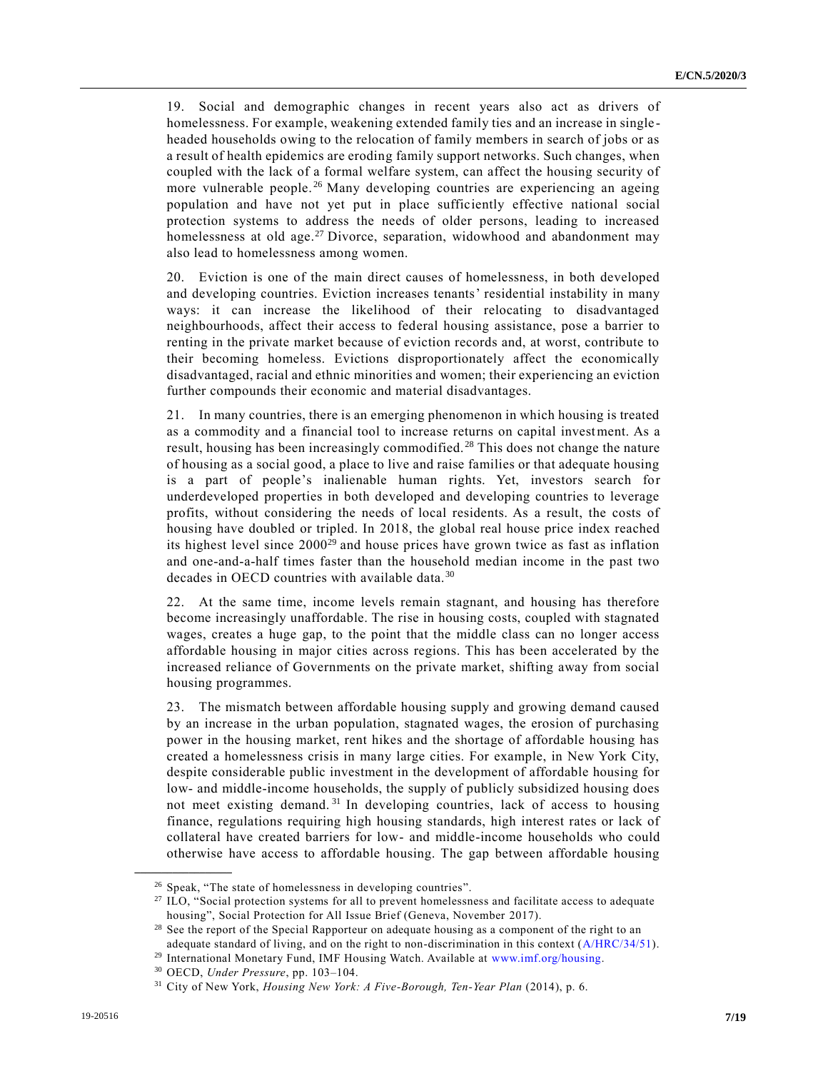19. Social and demographic changes in recent years also act as drivers of homelessness. For example, weakening extended family ties and an increase in single-headed households owing to the relocation of family members in search of jobs or as a result of health epidemics are eroding family support networks. Such changes, when coupled with the lack of a formal welfare system, can affect the housing security of more vulnerable people.[26] Many developing countries are experiencing an ageing population and have not yet put in place sufficiently effective national social protection systems to address the needs of older persons, leading to increased homelessness at old age.[27] Divorce, separation, widowhood and abandonment may also lead to homelessness among women.

20. Eviction is one of the main direct causes of homelessness, in both developed and developing countries. Eviction increases tenants' residential instability in many ways: it can increase the likelihood of their relocating to disadvantaged neighbourhoods, affect their access to federal housing assistance, pose a barrier to renting in the private market because of eviction records and, at worst, contribute to their becoming homeless. Evictions disproportionately affect the economically disadvantaged, racial and ethnic minorities and women; their experiencing an eviction further compounds their economic and material disadvantages.

21. In many countries, there is an emerging phenomenon in which housing is treated as a commodity and a financial tool to increase returns on capital investment. As a result, housing has been increasingly commodified.[28] This does not change the nature of housing as a social good, a place to live and raise families or that adequate housing is a part of people's inalienable human rights. Yet, investors search for underdeveloped properties in both developed and developing countries to leverage profits, without considering the needs of local residents. As a result, the costs of housing have doubled or tripled. In 2018, the global real house price index reached its highest level since 2000[29] and house prices have grown twice as fast as inflation and one-and-a-half times faster than the household median income in the past two decades in OECD countries with available data.[30]

22. At the same time, income levels remain stagnant, and housing has therefore become increasingly unaffordable. The rise in housing costs, coupled with stagnated wages, creates a huge gap, to the point that the middle class can no longer access affordable housing in major cities across regions. This has been accelerated by the increased reliance of Governments on the private market, shifting away from social housing programmes.

23. The mismatch between affordable housing supply and growing demand caused by an increase in the urban population, stagnated wages, the erosion of purchasing power in the housing market, rent hikes and the shortage of affordable housing has created a homelessness crisis in many large cities. For example, in New York City, despite considerable public investment in the development of affordable housing for low- and middle-income households, the supply of publicly subsidized housing does not meet existing demand.[31] In developing countries, lack of access to housing finance, regulations requiring high housing standards, high interest rates or lack of collateral have created barriers for low- and middle-income households who could otherwise have access to affordable housing. The gap between affordable housing

---

[26] Speak, "The state of homelessness in developing countries".

[27] ILO, "Social protection systems for all to prevent homelessness and facilitate access to adequate housing", Social Protection for All Issue Brief (Geneva, November 2017).

[28] See the report of the Special Rapporteur on adequate housing as a component of the right to an adequate standard of living, and on the right to non-discrimination in this context (A/HRC/34/51).

[29] International Monetary Fund, IMF Housing Watch. Available at www.imf.org/housing.

[30] OECD, *Under Pressure*, pp. 103–104.

[31] City of New York, *Housing New York: A Five-Borough, Ten-Year Plan* (2014), p. 6.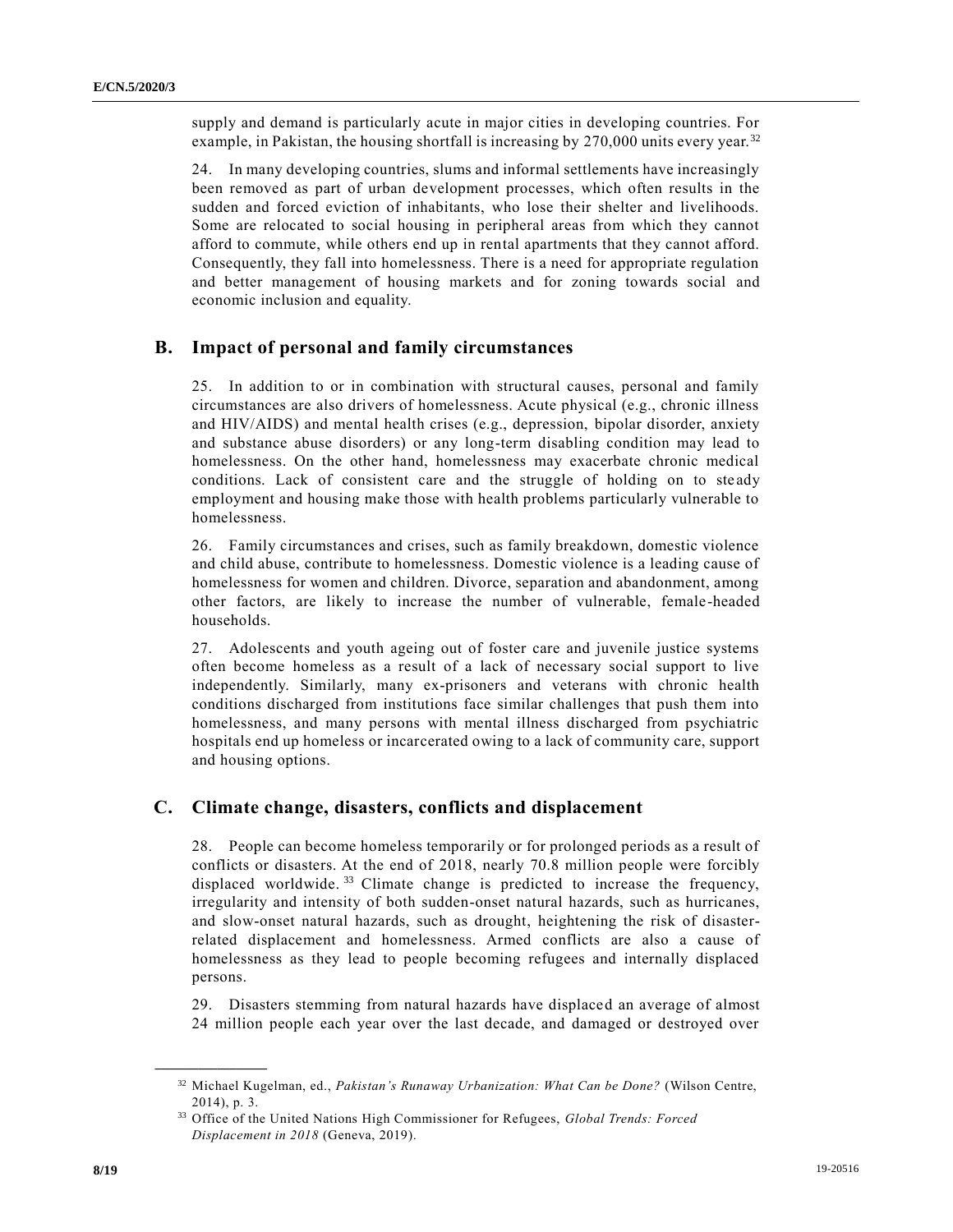supply and demand is particularly acute in major cities in developing countries. For example, in Pakistan, the housing shortfall is increasing by 270,000 units every year.[32]

24. In many developing countries, slums and informal settlements have increasingly been removed as part of urban development processes, which often results in the sudden and forced eviction of inhabitants, who lose their shelter and livelihoods. Some are relocated to social housing in peripheral areas from which they cannot afford to commute, while others end up in rental apartments that they cannot afford. Consequently, they fall into homelessness. There is a need for appropriate regulation and better management of housing markets and for zoning towards social and economic inclusion and equality.

## B. Impact of personal and family circumstances

25. In addition to or in combination with structural causes, personal and family circumstances are also drivers of homelessness. Acute physical (e.g., chronic illness and HIV/AIDS) and mental health crises (e.g., depression, bipolar disorder, anxiety and substance abuse disorders) or any long-term disabling condition may lead to homelessness. On the other hand, homelessness may exacerbate chronic medical conditions. Lack of consistent care and the struggle of holding on to steady employment and housing make those with health problems particularly vulnerable to homelessness.

26. Family circumstances and crises, such as family breakdown, domestic violence and child abuse, contribute to homelessness. Domestic violence is a leading cause of homelessness for women and children. Divorce, separation and abandonment, among other factors, are likely to increase the number of vulnerable, female-headed households.

27. Adolescents and youth ageing out of foster care and juvenile justice systems often become homeless as a result of a lack of necessary social support to live independently. Similarly, many ex-prisoners and veterans with chronic health conditions discharged from institutions face similar challenges that push them into homelessness, and many persons with mental illness discharged from psychiatric hospitals end up homeless or incarcerated owing to a lack of community care, support and housing options.

## C. Climate change, disasters, conflicts and displacement

28. People can become homeless temporarily or for prolonged periods as a result of conflicts or disasters. At the end of 2018, nearly 70.8 million people were forcibly displaced worldwide.[33] Climate change is predicted to increase the frequency, irregularity and intensity of both sudden-onset natural hazards, such as hurricanes, and slow-onset natural hazards, such as drought, heightening the risk of disaster-related displacement and homelessness. Armed conflicts are also a cause of homelessness as they lead to people becoming refugees and internally displaced persons.

29. Disasters stemming from natural hazards have displaced an average of almost 24 million people each year over the last decade, and damaged or destroyed over

---

[32] Michael Kugelman, ed., *Pakistan's Runaway Urbanization: What Can be Done?* (Wilson Centre, 2014), p. 3.

[33] Office of the United Nations High Commissioner for Refugees, *Global Trends: Forced Displacement in 2018* (Geneva, 2019).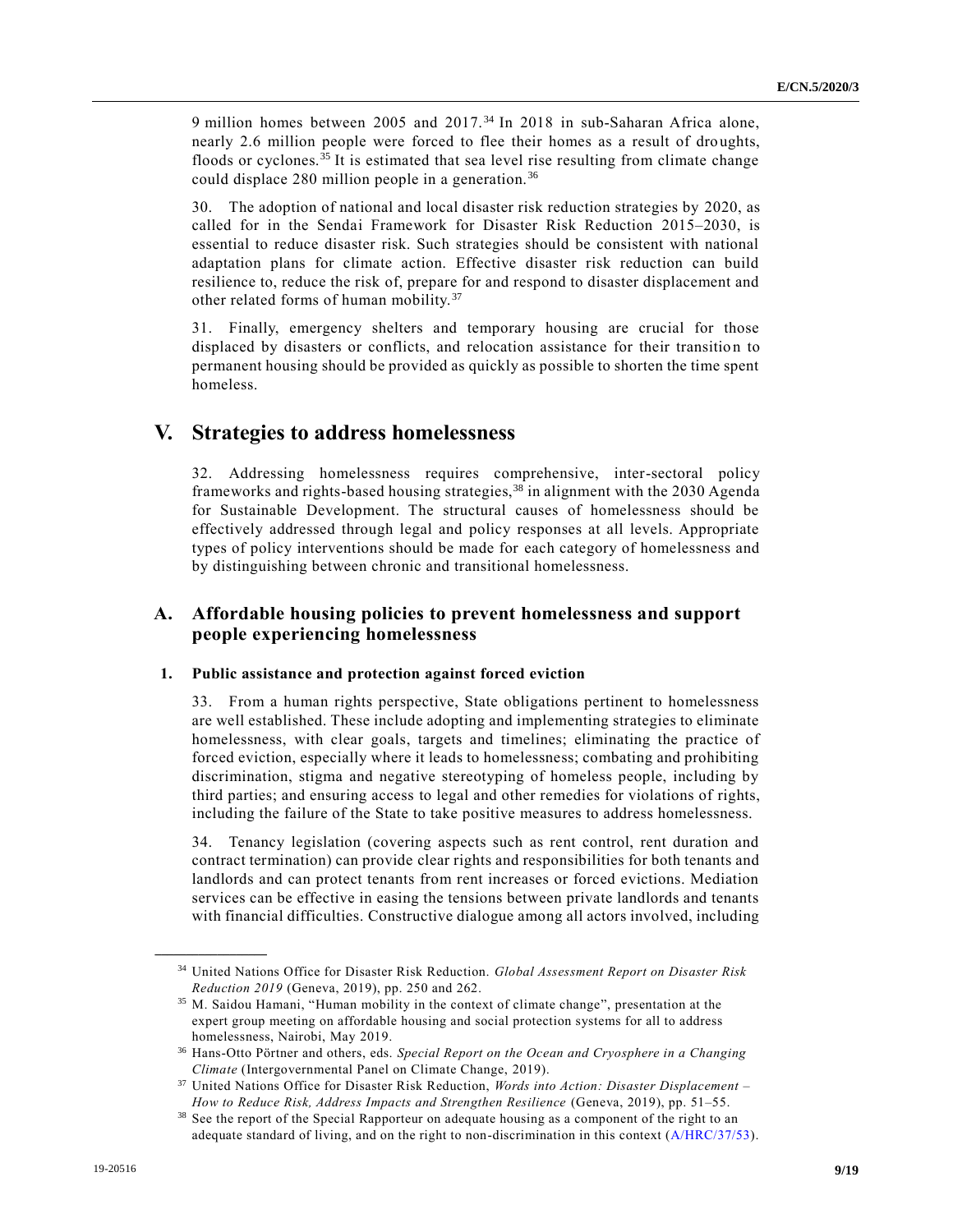9 million homes between 2005 and 2017.[34] In 2018 in sub-Saharan Africa alone, nearly 2.6 million people were forced to flee their homes as a result of droughts, floods or cyclones.[35] It is estimated that sea level rise resulting from climate change could displace 280 million people in a generation.[36]

30. The adoption of national and local disaster risk reduction strategies by 2020, as called for in the Sendai Framework for Disaster Risk Reduction 2015–2030, is essential to reduce disaster risk. Such strategies should be consistent with national adaptation plans for climate action. Effective disaster risk reduction can build resilience to, reduce the risk of, prepare for and respond to disaster displacement and other related forms of human mobility.[37]

31. Finally, emergency shelters and temporary housing are crucial for those displaced by disasters or conflicts, and relocation assistance for their transition to permanent housing should be provided as quickly as possible to shorten the time spent homeless.

# V. Strategies to address homelessness

32. Addressing homelessness requires comprehensive, inter-sectoral policy frameworks and rights-based housing strategies,[38] in alignment with the 2030 Agenda for Sustainable Development. The structural causes of homelessness should be effectively addressed through legal and policy responses at all levels. Appropriate types of policy interventions should be made for each category of homelessness and by distinguishing between chronic and transitional homelessness.

## A. Affordable housing policies to prevent homelessness and support people experiencing homelessness

### 1. Public assistance and protection against forced eviction

33. From a human rights perspective, State obligations pertinent to homelessness are well established. These include adopting and implementing strategies to eliminate homelessness, with clear goals, targets and timelines; eliminating the practice of forced eviction, especially where it leads to homelessness; combating and prohibiting discrimination, stigma and negative stereotyping of homeless people, including by third parties; and ensuring access to legal and other remedies for violations of rights, including the failure of the State to take positive measures to address homelessness.

34. Tenancy legislation (covering aspects such as rent control, rent duration and contract termination) can provide clear rights and responsibilities for both tenants and landlords and can protect tenants from rent increases or forced evictions. Mediation services can be effective in easing the tensions between private landlords and tenants with financial difficulties. Constructive dialogue among all actors involved, including

---

[34] United Nations Office for Disaster Risk Reduction. *Global Assessment Report on Disaster Risk Reduction 2019* (Geneva, 2019), pp. 250 and 262.

[35] M. Saidou Hamani, "Human mobility in the context of climate change", presentation at the expert group meeting on affordable housing and social protection systems for all to address homelessness, Nairobi, May 2019.

[36] Hans-Otto Pörtner and others, eds. *Special Report on the Ocean and Cryosphere in a Changing Climate* (Intergovernmental Panel on Climate Change, 2019).

[37] United Nations Office for Disaster Risk Reduction, *Words into Action: Disaster Displacement – How to Reduce Risk, Address Impacts and Strengthen Resilience* (Geneva, 2019), pp. 51–55.

[38] See the report of the Special Rapporteur on adequate housing as a component of the right to an adequate standard of living, and on the right to non-discrimination in this context (A/HRC/37/53).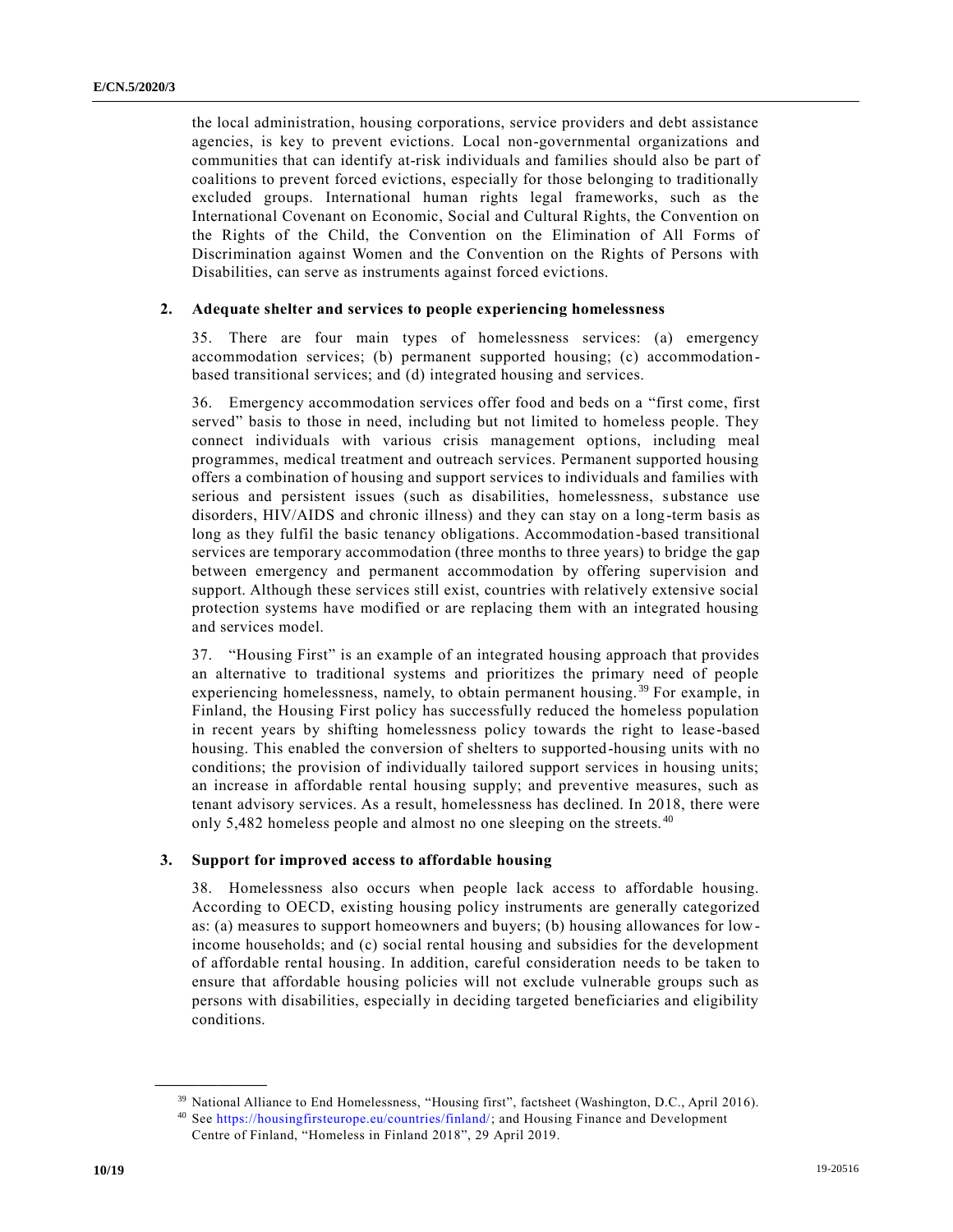the local administration, housing corporations, service providers and debt assistance agencies, is key to prevent evictions. Local non-governmental organizations and communities that can identify at-risk individuals and families should also be part of coalitions to prevent forced evictions, especially for those belonging to traditionally excluded groups. International human rights legal frameworks, such as the International Covenant on Economic, Social and Cultural Rights, the Convention on the Rights of the Child, the Convention on the Elimination of All Forms of Discrimination against Women and the Convention on the Rights of Persons with Disabilities, can serve as instruments against forced evictions.

### 2. Adequate shelter and services to people experiencing homelessness

35. There are four main types of homelessness services: (a) emergency accommodation services; (b) permanent supported housing; (c) accommodation-based transitional services; and (d) integrated housing and services.

36. Emergency accommodation services offer food and beds on a "first come, first served" basis to those in need, including but not limited to homeless people. They connect individuals with various crisis management options, including meal programmes, medical treatment and outreach services. Permanent supported housing offers a combination of housing and support services to individuals and families with serious and persistent issues (such as disabilities, homelessness, substance use disorders, HIV/AIDS and chronic illness) and they can stay on a long-term basis as long as they fulfil the basic tenancy obligations. Accommodation-based transitional services are temporary accommodation (three months to three years) to bridge the gap between emergency and permanent accommodation by offering supervision and support. Although these services still exist, countries with relatively extensive social protection systems have modified or are replacing them with an integrated housing and services model.

37. "Housing First" is an example of an integrated housing approach that provides an alternative to traditional systems and prioritizes the primary need of people experiencing homelessness, namely, to obtain permanent housing.[39] For example, in Finland, the Housing First policy has successfully reduced the homeless population in recent years by shifting homelessness policy towards the right to lease-based housing. This enabled the conversion of shelters to supported-housing units with no conditions; the provision of individually tailored support services in housing units; an increase in affordable rental housing supply; and preventive measures, such as tenant advisory services. As a result, homelessness has declined. In 2018, there were only 5,482 homeless people and almost no one sleeping on the streets.[40]

### 3. Support for improved access to affordable housing

38. Homelessness also occurs when people lack access to affordable housing. According to OECD, existing housing policy instruments are generally categorized as: (a) measures to support homeowners and buyers; (b) housing allowances for low-income households; and (c) social rental housing and subsidies for the development of affordable rental housing. In addition, careful consideration needs to be taken to ensure that affordable housing policies will not exclude vulnerable groups such as persons with disabilities, especially in deciding targeted beneficiaries and eligibility conditions.

---

[39] National Alliance to End Homelessness, "Housing first", factsheet (Washington, D.C., April 2016).

[40] See https://housingfirsteurope.eu/countries/finland/; and Housing Finance and Development Centre of Finland, "Homeless in Finland 2018", 29 April 2019.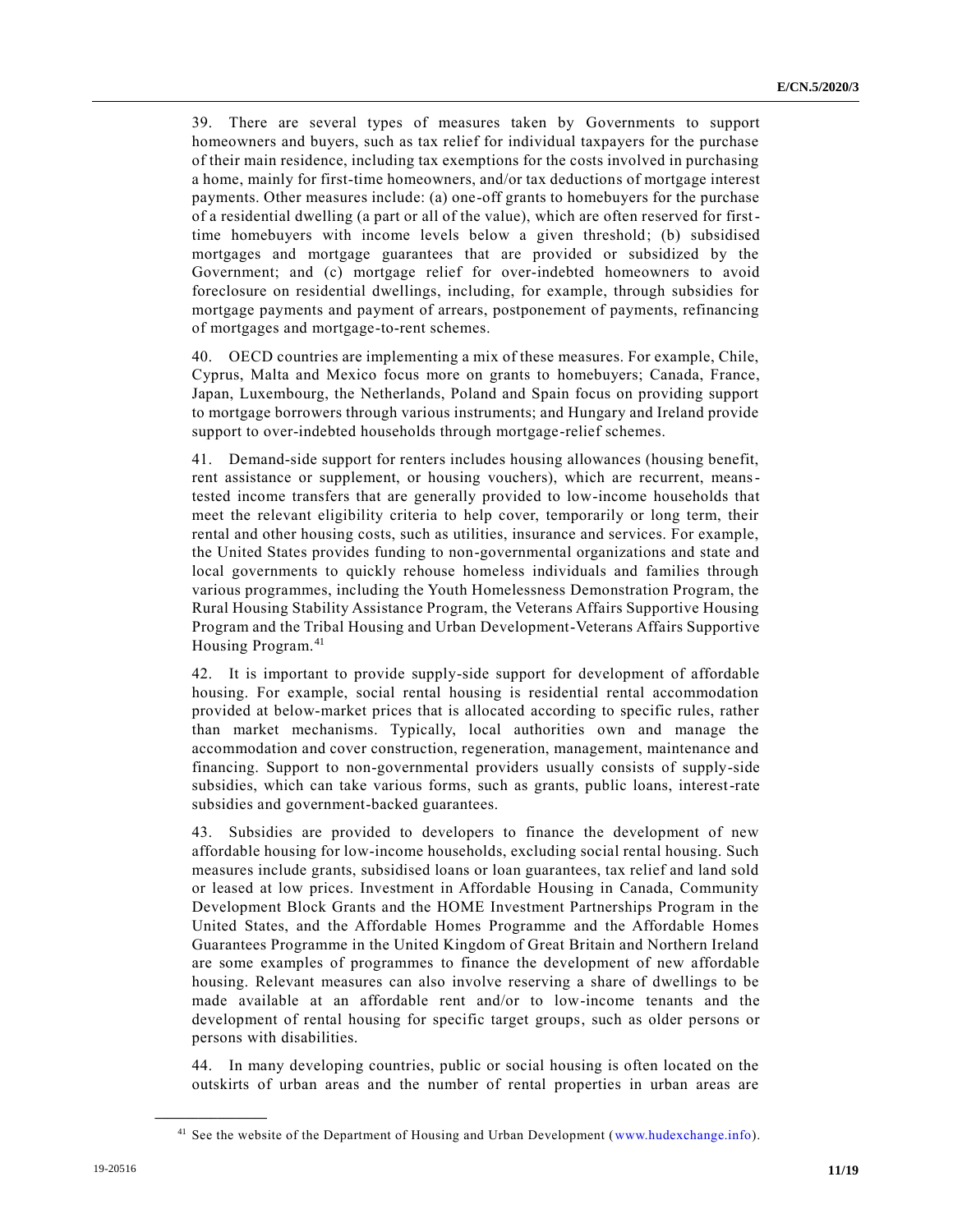39. There are several types of measures taken by Governments to support homeowners and buyers, such as tax relief for individual taxpayers for the purchase of their main residence, including tax exemptions for the costs involved in purchasing a home, mainly for first-time homeowners, and/or tax deductions of mortgage interest payments. Other measures include: (a) one-off grants to homebuyers for the purchase of a residential dwelling (a part or all of the value), which are often reserved for first-time homebuyers with income levels below a given threshold; (b) subsidised mortgages and mortgage guarantees that are provided or subsidized by the Government; and (c) mortgage relief for over-indebted homeowners to avoid foreclosure on residential dwellings, including, for example, through subsidies for mortgage payments and payment of arrears, postponement of payments, refinancing of mortgages and mortgage-to-rent schemes.

40. OECD countries are implementing a mix of these measures. For example, Chile, Cyprus, Malta and Mexico focus more on grants to homebuyers; Canada, France, Japan, Luxembourg, the Netherlands, Poland and Spain focus on providing support to mortgage borrowers through various instruments; and Hungary and Ireland provide support to over-indebted households through mortgage-relief schemes.

41. Demand-side support for renters includes housing allowances (housing benefit, rent assistance or supplement, or housing vouchers), which are recurrent, means-tested income transfers that are generally provided to low-income households that meet the relevant eligibility criteria to help cover, temporarily or long term, their rental and other housing costs, such as utilities, insurance and services. For example, the United States provides funding to non-governmental organizations and state and local governments to quickly rehouse homeless individuals and families through various programmes, including the Youth Homelessness Demonstration Program, the Rural Housing Stability Assistance Program, the Veterans Affairs Supportive Housing Program and the Tribal Housing and Urban Development-Veterans Affairs Supportive Housing Program.[41]

42. It is important to provide supply-side support for development of affordable housing. For example, social rental housing is residential rental accommodation provided at below-market prices that is allocated according to specific rules, rather than market mechanisms. Typically, local authorities own and manage the accommodation and cover construction, regeneration, management, maintenance and financing. Support to non-governmental providers usually consists of supply-side subsidies, which can take various forms, such as grants, public loans, interest-rate subsidies and government-backed guarantees.

43. Subsidies are provided to developers to finance the development of new affordable housing for low-income households, excluding social rental housing. Such measures include grants, subsidised loans or loan guarantees, tax relief and land sold or leased at low prices. Investment in Affordable Housing in Canada, Community Development Block Grants and the HOME Investment Partnerships Program in the United States, and the Affordable Homes Programme and the Affordable Homes Guarantees Programme in the United Kingdom of Great Britain and Northern Ireland are some examples of programmes to finance the development of new affordable housing. Relevant measures can also involve reserving a share of dwellings to be made available at an affordable rent and/or to low-income tenants and the development of rental housing for specific target groups, such as older persons or persons with disabilities.

44. In many developing countries, public or social housing is often located on the outskirts of urban areas and the number of rental properties in urban areas are

[41] See the website of the Department of Housing and Urban Development (www.hudexchange.info).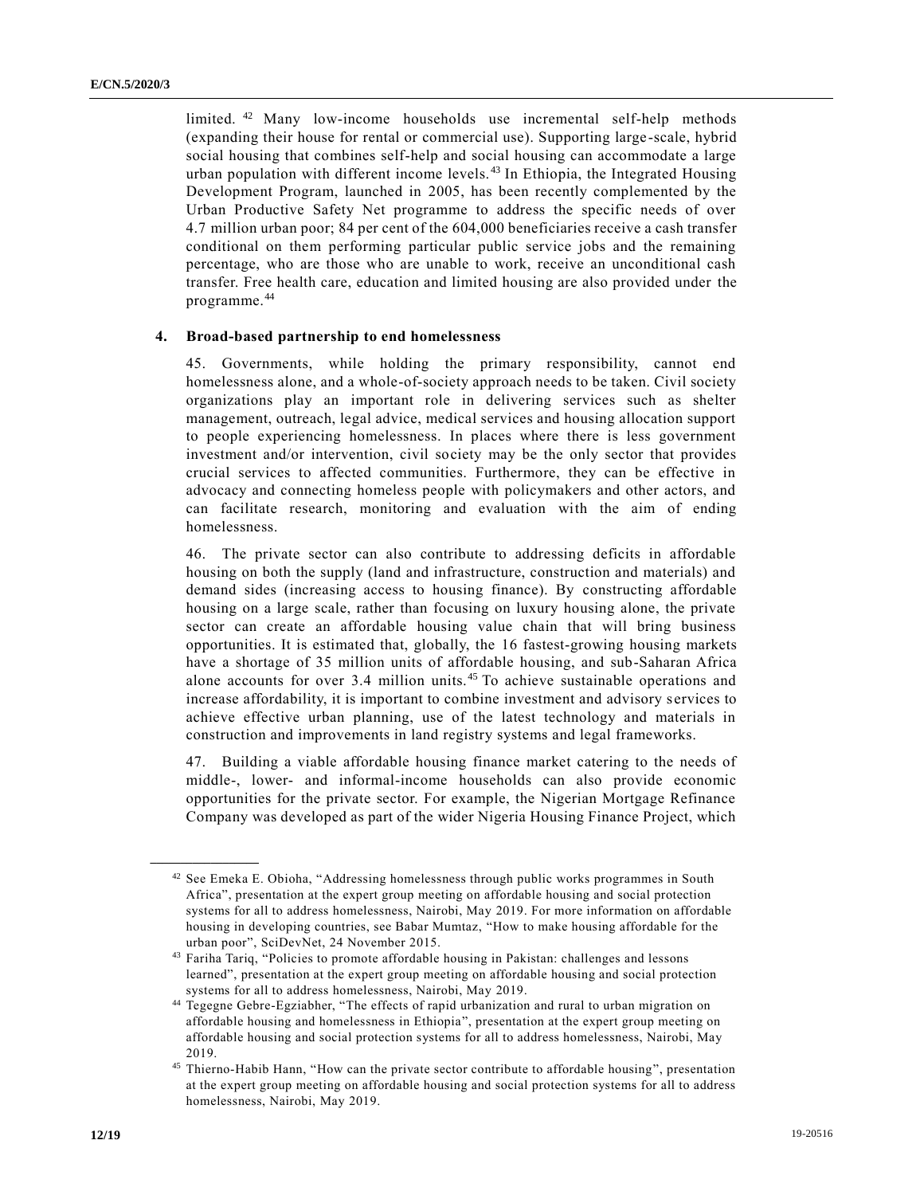limited.[42] Many low-income households use incremental self-help methods (expanding their house for rental or commercial use). Supporting large-scale, hybrid social housing that combines self-help and social housing can accommodate a large urban population with different income levels.[43] In Ethiopia, the Integrated Housing Development Program, launched in 2005, has been recently complemented by the Urban Productive Safety Net programme to address the specific needs of over 4.7 million urban poor; 84 per cent of the 604,000 beneficiaries receive a cash transfer conditional on them performing particular public service jobs and the remaining percentage, who are those who are unable to work, receive an unconditional cash transfer. Free health care, education and limited housing are also provided under the programme.[44]

### 4. Broad-based partnership to end homelessness

45. Governments, while holding the primary responsibility, cannot end homelessness alone, and a whole-of-society approach needs to be taken. Civil society organizations play an important role in delivering services such as shelter management, outreach, legal advice, medical services and housing allocation support to people experiencing homelessness. In places where there is less government investment and/or intervention, civil society may be the only sector that provides crucial services to affected communities. Furthermore, they can be effective in advocacy and connecting homeless people with policymakers and other actors, and can facilitate research, monitoring and evaluation with the aim of ending homelessness.

46. The private sector can also contribute to addressing deficits in affordable housing on both the supply (land and infrastructure, construction and materials) and demand sides (increasing access to housing finance). By constructing affordable housing on a large scale, rather than focusing on luxury housing alone, the private sector can create an affordable housing value chain that will bring business opportunities. It is estimated that, globally, the 16 fastest-growing housing markets have a shortage of 35 million units of affordable housing, and sub-Saharan Africa alone accounts for over 3.4 million units.[45] To achieve sustainable operations and increase affordability, it is important to combine investment and advisory services to achieve effective urban planning, use of the latest technology and materials in construction and improvements in land registry systems and legal frameworks.

47. Building a viable affordable housing finance market catering to the needs of middle-, lower- and informal-income households can also provide economic opportunities for the private sector. For example, the Nigerian Mortgage Refinance Company was developed as part of the wider Nigeria Housing Finance Project, which

---

[42] See Emeka E. Obioha, "Addressing homelessness through public works programmes in South Africa", presentation at the expert group meeting on affordable housing and social protection systems for all to address homelessness, Nairobi, May 2019. For more information on affordable housing in developing countries, see Babar Mumtaz, "How to make housing affordable for the urban poor", SciDevNet, 24 November 2015.

[43] Fariha Tariq, "Policies to promote affordable housing in Pakistan: challenges and lessons learned", presentation at the expert group meeting on affordable housing and social protection systems for all to address homelessness, Nairobi, May 2019.

[44] Tegegne Gebre-Egziabher, "The effects of rapid urbanization and rural to urban migration on affordable housing and homelessness in Ethiopia", presentation at the expert group meeting on affordable housing and social protection systems for all to address homelessness, Nairobi, May 2019.

[45] Thierno-Habib Hann, "How can the private sector contribute to affordable housing", presentation at the expert group meeting on affordable housing and social protection systems for all to address homelessness, Nairobi, May 2019.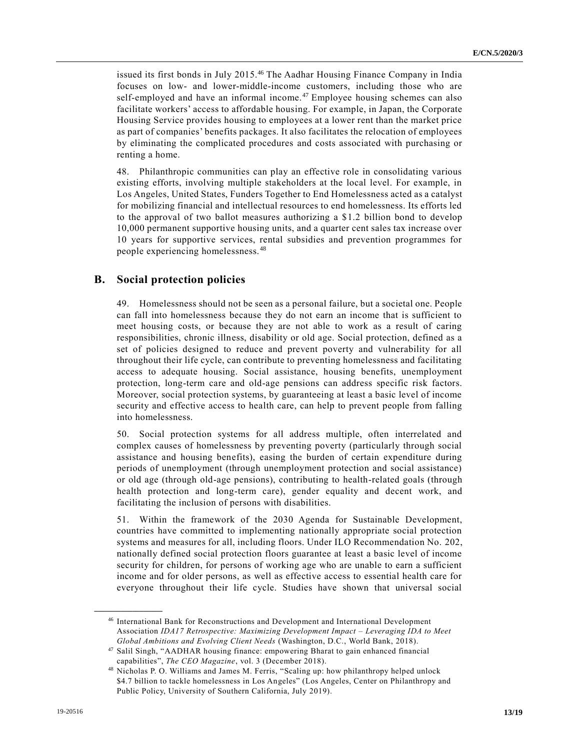issued its first bonds in July 2015.[46] The Aadhar Housing Finance Company in India focuses on low- and lower-middle-income customers, including those who are self-employed and have an informal income.[47] Employee housing schemes can also facilitate workers' access to affordable housing. For example, in Japan, the Corporate Housing Service provides housing to employees at a lower rent than the market price as part of companies' benefits packages. It also facilitates the relocation of employees by eliminating the complicated procedures and costs associated with purchasing or renting a home.

48. Philanthropic communities can play an effective role in consolidating various existing efforts, involving multiple stakeholders at the local level. For example, in Los Angeles, United States, Funders Together to End Homelessness acted as a catalyst for mobilizing financial and intellectual resources to end homelessness. Its efforts led to the approval of two ballot measures authorizing a $1.2 billion bond to develop 10,000 permanent supportive housing units, and a quarter cent sales tax increase over 10 years for supportive services, rental subsidies and prevention programmes for people experiencing homelessness.[48]

## B. Social protection policies

49. Homelessness should not be seen as a personal failure, but a societal one. People can fall into homelessness because they do not earn an income that is sufficient to meet housing costs, or because they are not able to work as a result of caring responsibilities, chronic illness, disability or old age. Social protection, defined as a set of policies designed to reduce and prevent poverty and vulnerability for all throughout their life cycle, can contribute to preventing homelessness and facilitating access to adequate housing. Social assistance, housing benefits, unemployment protection, long-term care and old-age pensions can address specific risk factors. Moreover, social protection systems, by guaranteeing at least a basic level of income security and effective access to health care, can help to prevent people from falling into homelessness.

50. Social protection systems for all address multiple, often interrelated and complex causes of homelessness by preventing poverty (particularly through social assistance and housing benefits), easing the burden of certain expenditure during periods of unemployment (through unemployment protection and social assistance) or old age (through old-age pensions), contributing to health-related goals (through health protection and long-term care), gender equality and decent work, and facilitating the inclusion of persons with disabilities.

51. Within the framework of the 2030 Agenda for Sustainable Development, countries have committed to implementing nationally appropriate social protection systems and measures for all, including floors. Under ILO Recommendation No. 202, nationally defined social protection floors guarantee at least a basic level of income security for children, for persons of working age who are unable to earn a sufficient income and for older persons, as well as effective access to essential health care for everyone throughout their life cycle. Studies have shown that universal social

---

[46] International Bank for Reconstructions and Development and International Development Association *IDA17 Retrospective: Maximizing Development Impact – Leveraging IDA to Meet Global Ambitions and Evolving Client Needs* (Washington, D.C., World Bank, 2018).

[47] Salil Singh, "AADHAR housing finance: empowering Bharat to gain enhanced financial capabilities", *The CEO Magazine*, vol. 3 (December 2018).

[48] Nicholas P. O. Williams and James M. Ferris, "Scaling up: how philanthropy helped unlock $4.7 billion to tackle homelessness in Los Angeles" (Los Angeles, Center on Philanthropy and Public Policy, University of Southern California, July 2019).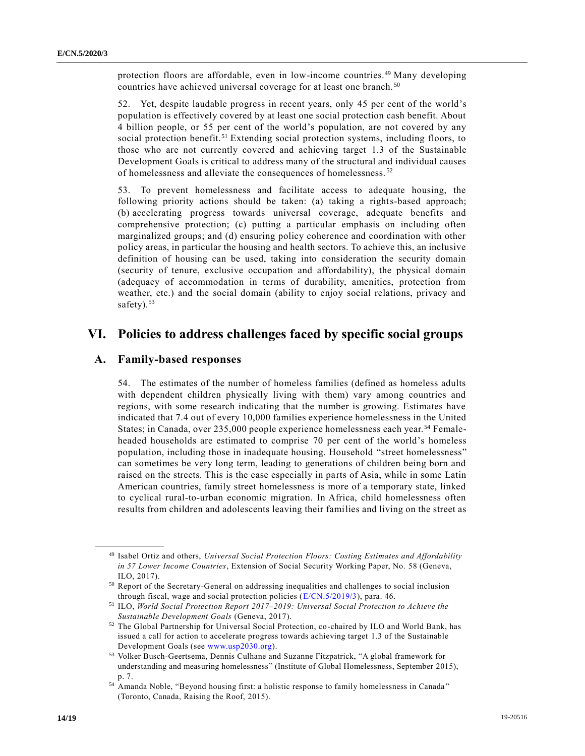protection floors are affordable, even in low-income countries.[49] Many developing countries have achieved universal coverage for at least one branch.[50]

52. Yet, despite laudable progress in recent years, only 45 per cent of the world's population is effectively covered by at least one social protection cash benefit. About 4 billion people, or 55 per cent of the world's population, are not covered by any social protection benefit.[51] Extending social protection systems, including floors, to those who are not currently covered and achieving target 1.3 of the Sustainable Development Goals is critical to address many of the structural and individual causes of homelessness and alleviate the consequences of homelessness.[52]

53. To prevent homelessness and facilitate access to adequate housing, the following priority actions should be taken: (a) taking a rights-based approach; (b) accelerating progress towards universal coverage, adequate benefits and comprehensive protection; (c) putting a particular emphasis on including often marginalized groups; and (d) ensuring policy coherence and coordination with other policy areas, in particular the housing and health sectors. To achieve this, an inclusive definition of housing can be used, taking into consideration the security domain (security of tenure, exclusive occupation and affordability), the physical domain (adequacy of accommodation in terms of durability, amenities, protection from weather, etc.) and the social domain (ability to enjoy social relations, privacy and safety).[53]

# VI. Policies to address challenges faced by specific social groups

## A. Family-based responses

54. The estimates of the number of homeless families (defined as homeless adults with dependent children physically living with them) vary among countries and regions, with some research indicating that the number is growing. Estimates have indicated that 7.4 out of every 10,000 families experience homelessness in the United States; in Canada, over 235,000 people experience homelessness each year.[54] Female-headed households are estimated to comprise 70 per cent of the world's homeless population, including those in inadequate housing. Household "street homelessness" can sometimes be very long term, leading to generations of children being born and raised on the streets. This is the case especially in parts of Asia, while in some Latin American countries, family street homelessness is more of a temporary state, linked to cyclical rural-to-urban economic migration. In Africa, child homelessness often results from children and adolescents leaving their families and living on the street as

---

[49] Isabel Ortiz and others, *Universal Social Protection Floors: Costing Estimates and Affordability in 57 Lower Income Countries*, Extension of Social Security Working Paper, No. 58 (Geneva, ILO, 2017).

[50] Report of the Secretary-General on addressing inequalities and challenges to social inclusion through fiscal, wage and social protection policies (E/CN.5/2019/3), para. 46.

[51] ILO, *World Social Protection Report 2017–2019: Universal Social Protection to Achieve the Sustainable Development Goals* (Geneva, 2017).

[52] The Global Partnership for Universal Social Protection, co-chaired by ILO and World Bank, has issued a call for action to accelerate progress towards achieving target 1.3 of the Sustainable Development Goals (see www.usp2030.org).

[53] Volker Busch-Geertsema, Dennis Culhane and Suzanne Fitzpatrick, "A global framework for understanding and measuring homelessness" (Institute of Global Homelessness, September 2015), p. 7.

[54] Amanda Noble, "Beyond housing first: a holistic response to family homelessness in Canada" (Toronto, Canada, Raising the Roof, 2015).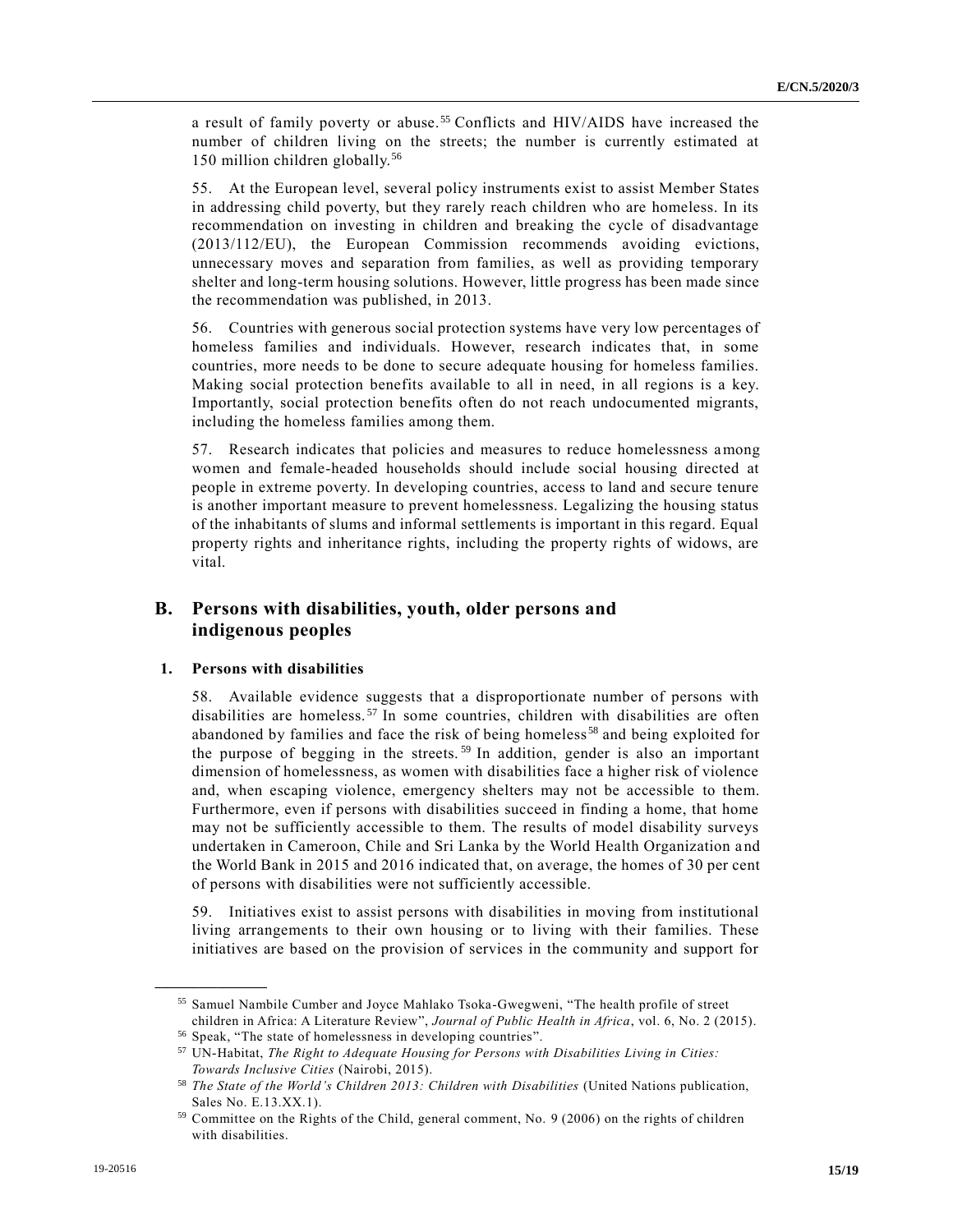a result of family poverty or abuse.[55] Conflicts and HIV/AIDS have increased the number of children living on the streets; the number is currently estimated at 150 million children globally.[56]

55. At the European level, several policy instruments exist to assist Member States in addressing child poverty, but they rarely reach children who are homeless. In its recommendation on investing in children and breaking the cycle of disadvantage (2013/112/EU), the European Commission recommends avoiding evictions, unnecessary moves and separation from families, as well as providing temporary shelter and long-term housing solutions. However, little progress has been made since the recommendation was published, in 2013.

56. Countries with generous social protection systems have very low percentages of homeless families and individuals. However, research indicates that, in some countries, more needs to be done to secure adequate housing for homeless families. Making social protection benefits available to all in need, in all regions is a key. Importantly, social protection benefits often do not reach undocumented migrants, including the homeless families among them.

57. Research indicates that policies and measures to reduce homelessness among women and female-headed households should include social housing directed at people in extreme poverty. In developing countries, access to land and secure tenure is another important measure to prevent homelessness. Legalizing the housing status of the inhabitants of slums and informal settlements is important in this regard. Equal property rights and inheritance rights, including the property rights of widows, are vital.

## B. Persons with disabilities, youth, older persons and indigenous peoples

### 1. Persons with disabilities

58. Available evidence suggests that a disproportionate number of persons with disabilities are homeless.[57] In some countries, children with disabilities are often abandoned by families and face the risk of being homeless[58] and being exploited for the purpose of begging in the streets.[59] In addition, gender is also an important dimension of homelessness, as women with disabilities face a higher risk of violence and, when escaping violence, emergency shelters may not be accessible to them. Furthermore, even if persons with disabilities succeed in finding a home, that home may not be sufficiently accessible to them. The results of model disability surveys undertaken in Cameroon, Chile and Sri Lanka by the World Health Organization and the World Bank in 2015 and 2016 indicated that, on average, the homes of 30 per cent of persons with disabilities were not sufficiently accessible.

59. Initiatives exist to assist persons with disabilities in moving from institutional living arrangements to their own housing or to living with their families. These initiatives are based on the provision of services in the community and support for

---

[55] Samuel Nambile Cumber and Joyce Mahlako Tsoka-Gwegweni, "The health profile of street children in Africa: A Literature Review", *Journal of Public Health in Africa*, vol. 6, No. 2 (2015).

[56] Speak, "The state of homelessness in developing countries".

[57] UN-Habitat, *The Right to Adequate Housing for Persons with Disabilities Living in Cities: Towards Inclusive Cities* (Nairobi, 2015).

[58] *The State of the World's Children 2013: Children with Disabilities* (United Nations publication, Sales No. E.13.XX.1).

[59] Committee on the Rights of the Child, general comment, No. 9 (2006) on the rights of children with disabilities.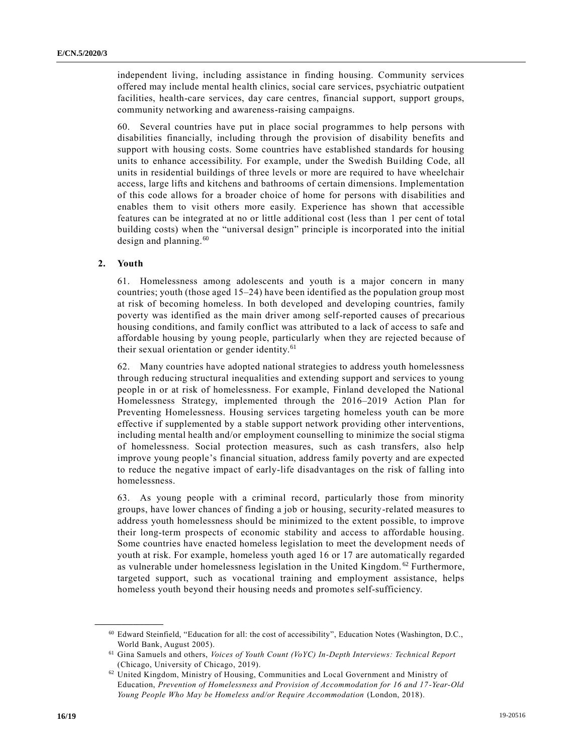independent living, including assistance in finding housing. Community services offered may include mental health clinics, social care services, psychiatric outpatient facilities, health-care services, day care centres, financial support, support groups, community networking and awareness-raising campaigns.

60. Several countries have put in place social programmes to help persons with disabilities financially, including through the provision of disability benefits and support with housing costs. Some countries have established standards for housing units to enhance accessibility. For example, under the Swedish Building Code, all units in residential buildings of three levels or more are required to have wheelchair access, large lifts and kitchens and bathrooms of certain dimensions. Implementation of this code allows for a broader choice of home for persons with disabilities and enables them to visit others more easily. Experience has shown that accessible features can be integrated at no or little additional cost (less than 1 per cent of total building costs) when the "universal design" principle is incorporated into the initial design and planning.[60]

### 2. Youth

61. Homelessness among adolescents and youth is a major concern in many countries; youth (those aged 15–24) have been identified as the population group most at risk of becoming homeless. In both developed and developing countries, family poverty was identified as the main driver among self-reported causes of precarious housing conditions, and family conflict was attributed to a lack of access to safe and affordable housing by young people, particularly when they are rejected because of their sexual orientation or gender identity.[61]

62. Many countries have adopted national strategies to address youth homelessness through reducing structural inequalities and extending support and services to young people in or at risk of homelessness. For example, Finland developed the National Homelessness Strategy, implemented through the 2016–2019 Action Plan for Preventing Homelessness. Housing services targeting homeless youth can be more effective if supplemented by a stable support network providing other interventions, including mental health and/or employment counselling to minimize the social stigma of homelessness. Social protection measures, such as cash transfers, also help improve young people's financial situation, address family poverty and are expected to reduce the negative impact of early-life disadvantages on the risk of falling into homelessness.

63. As young people with a criminal record, particularly those from minority groups, have lower chances of finding a job or housing, security-related measures to address youth homelessness should be minimized to the extent possible, to improve their long-term prospects of economic stability and access to affordable housing. Some countries have enacted homeless legislation to meet the development needs of youth at risk. For example, homeless youth aged 16 or 17 are automatically regarded as vulnerable under homelessness legislation in the United Kingdom.[62] Furthermore, targeted support, such as vocational training and employment assistance, helps homeless youth beyond their housing needs and promotes self-sufficiency.

---

[60] Edward Steinfield, "Education for all: the cost of accessibility", Education Notes (Washington, D.C., World Bank, August 2005).

[61] Gina Samuels and others, *Voices of Youth Count (VoYC) In-Depth Interviews: Technical Report* (Chicago, University of Chicago, 2019).

[62] United Kingdom, Ministry of Housing, Communities and Local Government and Ministry of Education, *Prevention of Homelessness and Provision of Accommodation for 16 and 17-Year-Old Young People Who May be Homeless and/or Require Accommodation* (London, 2018).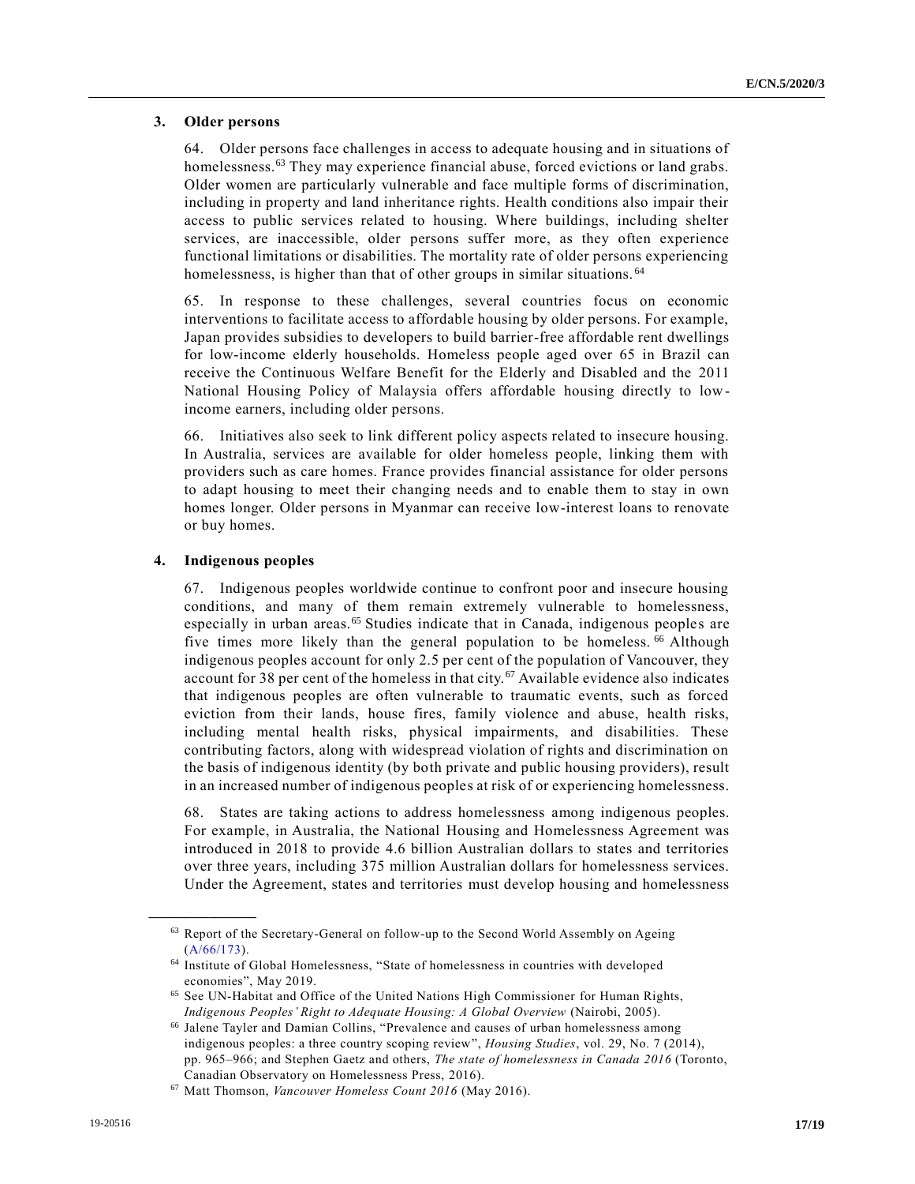### 3. Older persons

64. Older persons face challenges in access to adequate housing and in situations of homelessness.[63] They may experience financial abuse, forced evictions or land grabs. Older women are particularly vulnerable and face multiple forms of discrimination, including in property and land inheritance rights. Health conditions also impair their access to public services related to housing. Where buildings, including shelter services, are inaccessible, older persons suffer more, as they often experience functional limitations or disabilities. The mortality rate of older persons experiencing homelessness, is higher than that of other groups in similar situations.[64]

65. In response to these challenges, several countries focus on economic interventions to facilitate access to affordable housing by older persons. For example, Japan provides subsidies to developers to build barrier-free affordable rent dwellings for low-income elderly households. Homeless people aged over 65 in Brazil can receive the Continuous Welfare Benefit for the Elderly and Disabled and the 2011 National Housing Policy of Malaysia offers affordable housing directly to low-income earners, including older persons.

66. Initiatives also seek to link different policy aspects related to insecure housing. In Australia, services are available for older homeless people, linking them with providers such as care homes. France provides financial assistance for older persons to adapt housing to meet their changing needs and to enable them to stay in own homes longer. Older persons in Myanmar can receive low-interest loans to renovate or buy homes.

### 4. Indigenous peoples

67. Indigenous peoples worldwide continue to confront poor and insecure housing conditions, and many of them remain extremely vulnerable to homelessness, especially in urban areas.[65] Studies indicate that in Canada, indigenous peoples are five times more likely than the general population to be homeless.[66] Although indigenous peoples account for only 2.5 per cent of the population of Vancouver, they account for 38 per cent of the homeless in that city.[67] Available evidence also indicates that indigenous peoples are often vulnerable to traumatic events, such as forced eviction from their lands, house fires, family violence and abuse, health risks, including mental health risks, physical impairments, and disabilities. These contributing factors, along with widespread violation of rights and discrimination on the basis of indigenous identity (by both private and public housing providers), result in an increased number of indigenous peoples at risk of or experiencing homelessness.

68. States are taking actions to address homelessness among indigenous peoples. For example, in Australia, the National Housing and Homelessness Agreement was introduced in 2018 to provide 4.6 billion Australian dollars to states and territories over three years, including 375 million Australian dollars for homelessness services. Under the Agreement, states and territories must develop housing and homelessness

---

[63] Report of the Secretary-General on follow-up to the Second World Assembly on Ageing (A/66/173).

[64] Institute of Global Homelessness, "State of homelessness in countries with developed economies", May 2019.

[65] See UN-Habitat and Office of the United Nations High Commissioner for Human Rights, *Indigenous Peoples' Right to Adequate Housing: A Global Overview* (Nairobi, 2005).

[66] Jalene Tayler and Damian Collins, "Prevalence and causes of urban homelessness among indigenous peoples: a three country scoping review", *Housing Studies*, vol. 29, No. 7 (2014), pp. 965–966; and Stephen Gaetz and others, *The state of homelessness in Canada 2016* (Toronto, Canadian Observatory on Homelessness Press, 2016).

[67] Matt Thomson, *Vancouver Homeless Count 2016* (May 2016).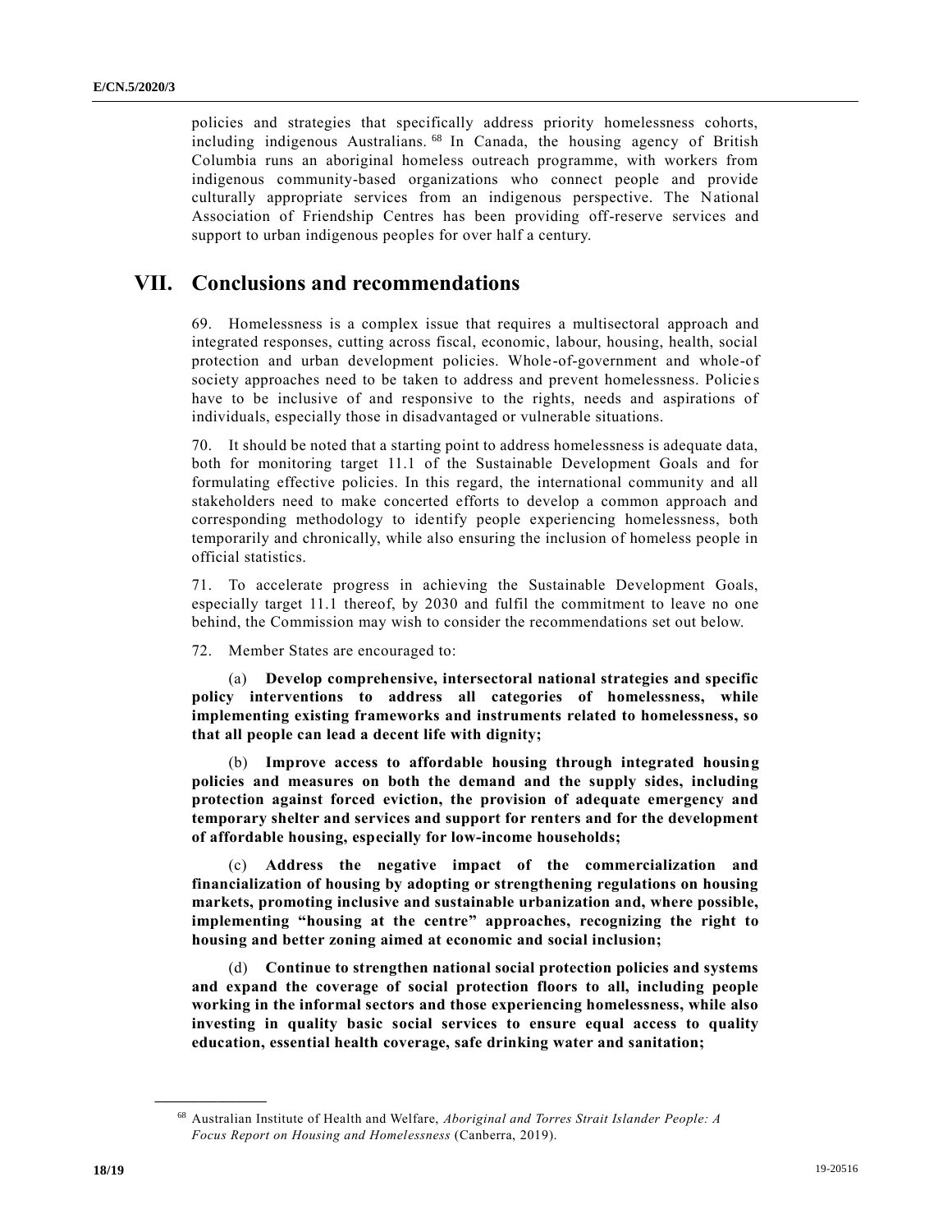policies and strategies that specifically address priority homelessness cohorts, including indigenous Australians.[68] In Canada, the housing agency of British Columbia runs an aboriginal homeless outreach programme, with workers from indigenous community-based organizations who connect people and provide culturally appropriate services from an indigenous perspective. The National Association of Friendship Centres has been providing off-reserve services and support to urban indigenous peoples for over half a century.

## VII. Conclusions and recommendations

69. Homelessness is a complex issue that requires a multisectoral approach and integrated responses, cutting across fiscal, economic, labour, housing, health, social protection and urban development policies. Whole-of-government and whole-of society approaches need to be taken to address and prevent homelessness. Policies have to be inclusive of and responsive to the rights, needs and aspirations of individuals, especially those in disadvantaged or vulnerable situations.

70. It should be noted that a starting point to address homelessness is adequate data, both for monitoring target 11.1 of the Sustainable Development Goals and for formulating effective policies. In this regard, the international community and all stakeholders need to make concerted efforts to develop a common approach and corresponding methodology to identify people experiencing homelessness, both temporarily and chronically, while also ensuring the inclusion of homeless people in official statistics.

71. To accelerate progress in achieving the Sustainable Development Goals, especially target 11.1 thereof, by 2030 and fulfil the commitment to leave no one behind, the Commission may wish to consider the recommendations set out below.

72. Member States are encouraged to:

(a) **Develop comprehensive, intersectoral national strategies and specific policy interventions to address all categories of homelessness, while implementing existing frameworks and instruments related to homelessness, so that all people can lead a decent life with dignity;**

(b) **Improve access to affordable housing through integrated housing policies and measures on both the demand and the supply sides, including protection against forced eviction, the provision of adequate emergency and temporary shelter and services and support for renters and for the development of affordable housing, especially for low-income households;**

(c) **Address the negative impact of the commercialization and financialization of housing by adopting or strengthening regulations on housing markets, promoting inclusive and sustainable urbanization and, where possible, implementing "housing at the centre" approaches, recognizing the right to housing and better zoning aimed at economic and social inclusion;**

(d) **Continue to strengthen national social protection policies and systems and expand the coverage of social protection floors to all, including people working in the informal sectors and those experiencing homelessness, while also investing in quality basic social services to ensure equal access to quality education, essential health coverage, safe drinking water and sanitation;**

---

[68] Australian Institute of Health and Welfare, *Aboriginal and Torres Strait Islander People: A Focus Report on Housing and Homelessness* (Canberra, 2019).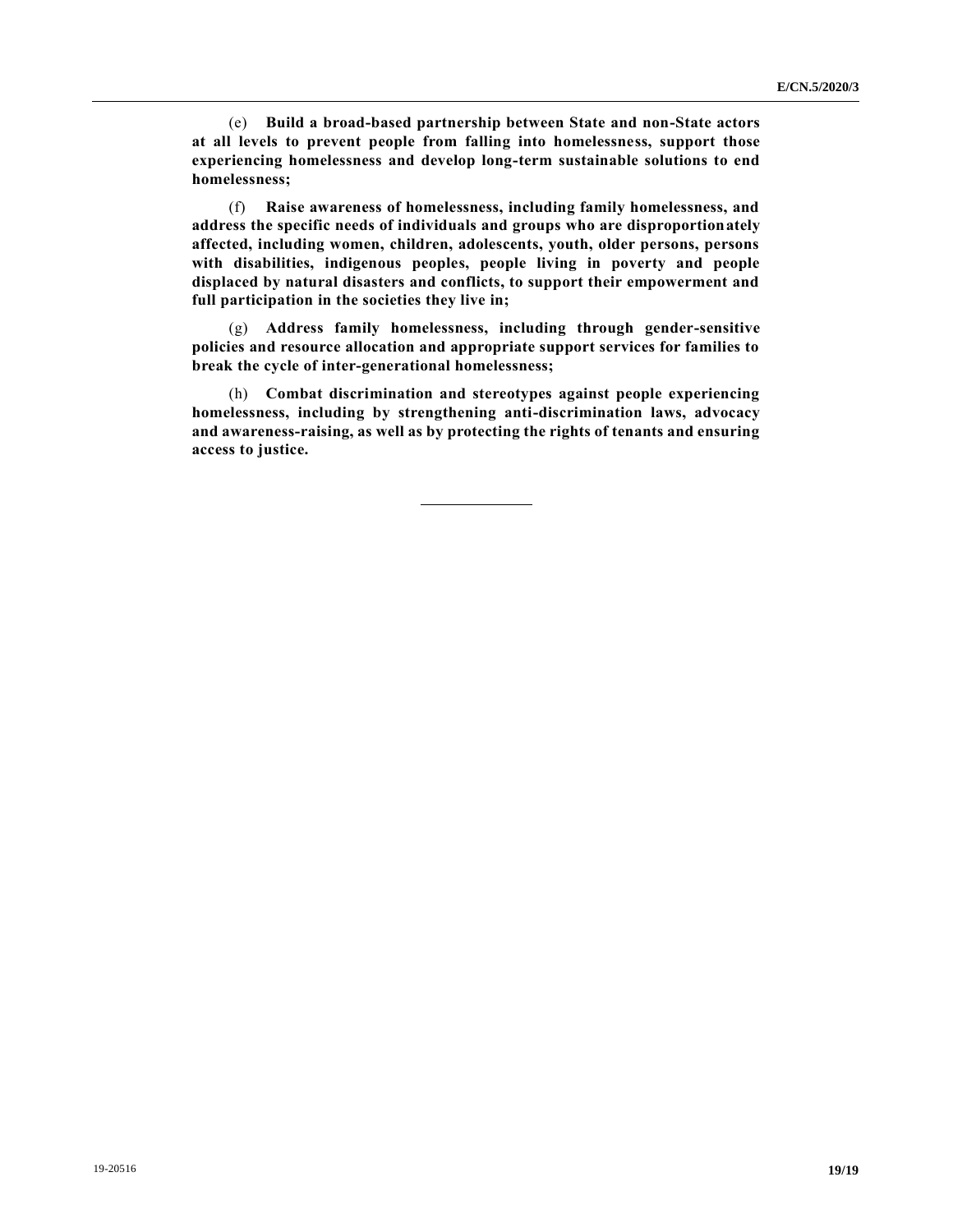(e) **Build a broad-based partnership between State and non-State actors at all levels to prevent people from falling into homelessness, support those experiencing homelessness and develop long-term sustainable solutions to end homelessness;**

(f) **Raise awareness of homelessness, including family homelessness, and address the specific needs of individuals and groups who are disproportionately affected, including women, children, adolescents, youth, older persons, persons with disabilities, indigenous peoples, people living in poverty and people displaced by natural disasters and conflicts, to support their empowerment and full participation in the societies they live in;**

(g) **Address family homelessness, including through gender-sensitive policies and resource allocation and appropriate support services for families to break the cycle of inter-generational homelessness;**

(h) **Combat discrimination and stereotypes against people experiencing homelessness, including by strengthening anti-discrimination laws, advocacy and awareness-raising, as well as by protecting the rights of tenants and ensuring access to justice.**